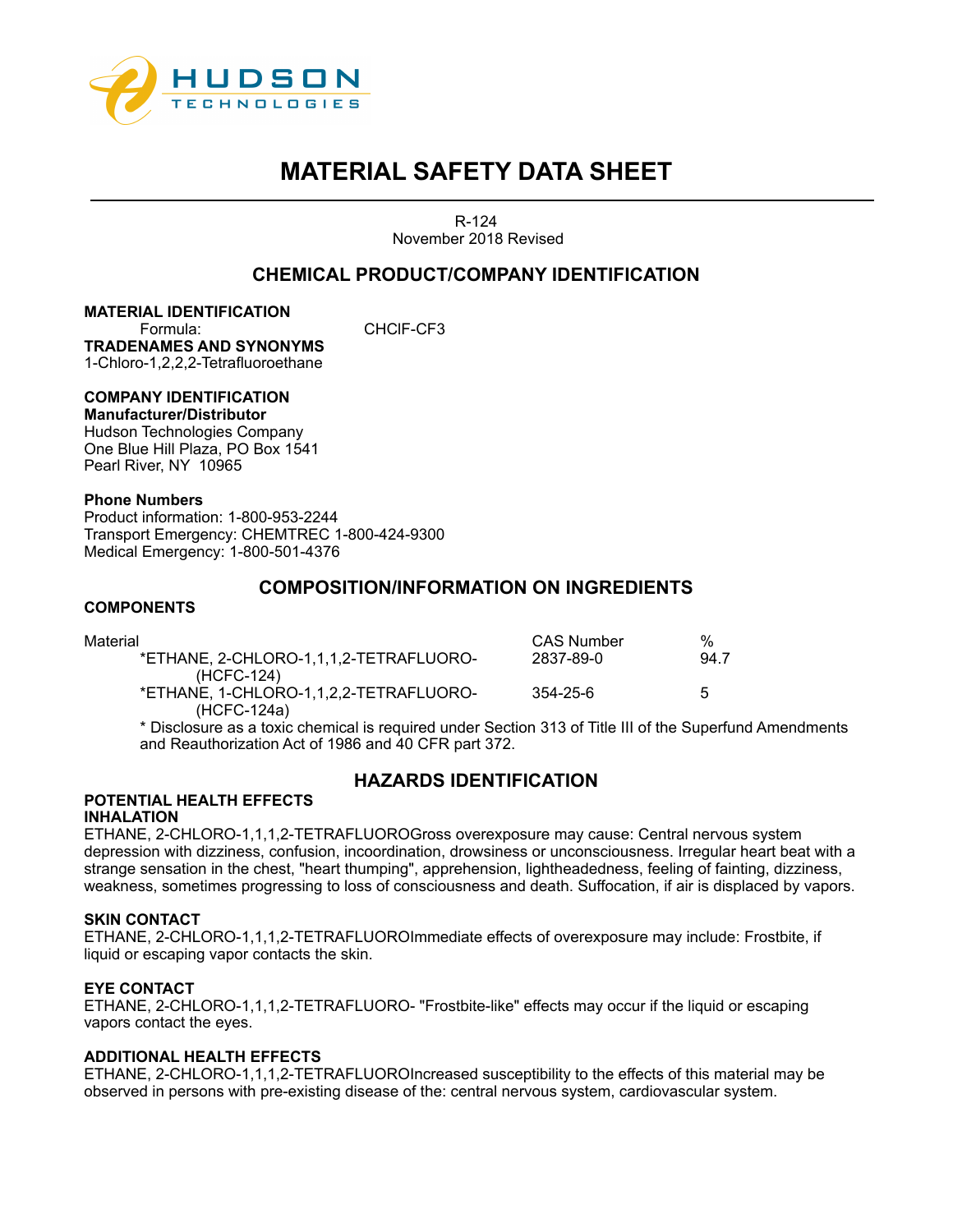HUDSON
TECHNOLOGIES

# MATERIAL SAFETY DATA SHEET

R-124
November 2018 Revised

## CHEMICAL PRODUCT/COMPANY IDENTIFICATION

**MATERIAL IDENTIFICATION**
Formula: CHClF-CF3

**TRADENAMES AND SYNONYMS**
1-Chloro-1,2,2,2-Tetrafluoroethane

**COMPANY IDENTIFICATION**
**Manufacturer/Distributor**
Hudson Technologies Company
One Blue Hill Plaza, PO Box 1541
Pearl River, NY 10965

**Phone Numbers**
Product information: 1-800-953-2244
Transport Emergency: CHEMTREC 1-800-424-9300
Medical Emergency: 1-800-501-4376

## COMPOSITION/INFORMATION ON INGREDIENTS

**COMPONENTS**

| Material | CAS Number | % |
|---|---|---|
| *ETHANE, 2-CHLORO-1,1,1,2-TETRAFLUORO- (HCFC-124) | 2837-89-0 | 94.7 |
| *ETHANE, 1-CHLORO-1,1,2,2-TETRAFLUORO- (HCFC-124a) | 354-25-6 | 5 |

* Disclosure as a toxic chemical is required under Section 313 of Title III of the Superfund Amendments and Reauthorization Act of 1986 and 40 CFR part 372.

## HAZARDS IDENTIFICATION

**POTENTIAL HEALTH EFFECTS**

**INHALATION**
ETHANE, 2-CHLORO-1,1,1,2-TETRAFLUOROGross overexposure may cause: Central nervous system depression with dizziness, confusion, incoordination, drowsiness or unconsciousness. Irregular heart beat with a strange sensation in the chest, "heart thumping", apprehension, lightheadedness, feeling of fainting, dizziness, weakness, sometimes progressing to loss of consciousness and death. Suffocation, if air is displaced by vapors.

**SKIN CONTACT**
ETHANE, 2-CHLORO-1,1,1,2-TETRAFLUOROImmediate effects of overexposure may include: Frostbite, if liquid or escaping vapor contacts the skin.

**EYE CONTACT**
ETHANE, 2-CHLORO-1,1,1,2-TETRAFLUORO- "Frostbite-like" effects may occur if the liquid or escaping vapors contact the eyes.

**ADDITIONAL HEALTH EFFECTS**
ETHANE, 2-CHLORO-1,1,1,2-TETRAFLUOROIncreased susceptibility to the effects of this material may be observed in persons with pre-existing disease of the: central nervous system, cardiovascular system.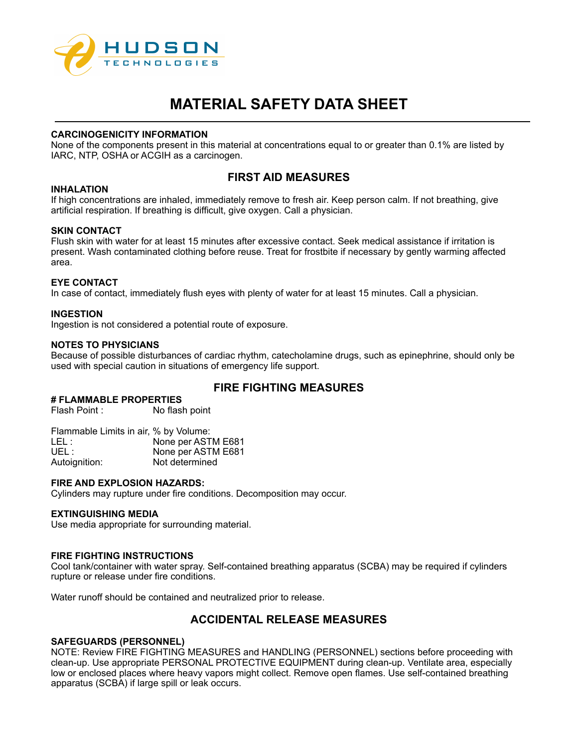# MATERIAL SAFETY DATA SHEET

### CARCINOGENICITY INFORMATION

None of the components present in this material at concentrations equal to or greater than 0.1% are listed by IARC, NTP, OSHA or ACGIH as a carcinogen.

## FIRST AID MEASURES

### INHALATION

If high concentrations are inhaled, immediately remove to fresh air. Keep person calm. If not breathing, give artificial respiration. If breathing is difficult, give oxygen. Call a physician.

### SKIN CONTACT

Flush skin with water for at least 15 minutes after excessive contact. Seek medical assistance if irritation is present. Wash contaminated clothing before reuse. Treat for frostbite if necessary by gently warming affected area.

### EYE CONTACT

In case of contact, immediately flush eyes with plenty of water for at least 15 minutes. Call a physician.

### INGESTION

Ingestion is not considered a potential route of exposure.

### NOTES TO PHYSICIANS

Because of possible disturbances of cardiac rhythm, catecholamine drugs, such as epinephrine, should only be used with special caution in situations of emergency life support.

## FIRE FIGHTING MEASURES

### # FLAMMABLE PROPERTIES

Flash Point : No flash point

Flammable Limits in air, % by Volume:

LEL : None per ASTM E681
UEL : None per ASTM E681
Autoignition: Not determined

### FIRE AND EXPLOSION HAZARDS:

Cylinders may rupture under fire conditions. Decomposition may occur.

### EXTINGUISHING MEDIA

Use media appropriate for surrounding material.

### FIRE FIGHTING INSTRUCTIONS

Cool tank/container with water spray. Self-contained breathing apparatus (SCBA) may be required if cylinders rupture or release under fire conditions.

Water runoff should be contained and neutralized prior to release.

## ACCIDENTAL RELEASE MEASURES

### SAFEGUARDS (PERSONNEL)

NOTE: Review FIRE FIGHTING MEASURES and HANDLING (PERSONNEL) sections before proceeding with clean-up. Use appropriate PERSONAL PROTECTIVE EQUIPMENT during clean-up. Ventilate area, especially low or enclosed places where heavy vapors might collect. Remove open flames. Use self-contained breathing apparatus (SCBA) if large spill or leak occurs.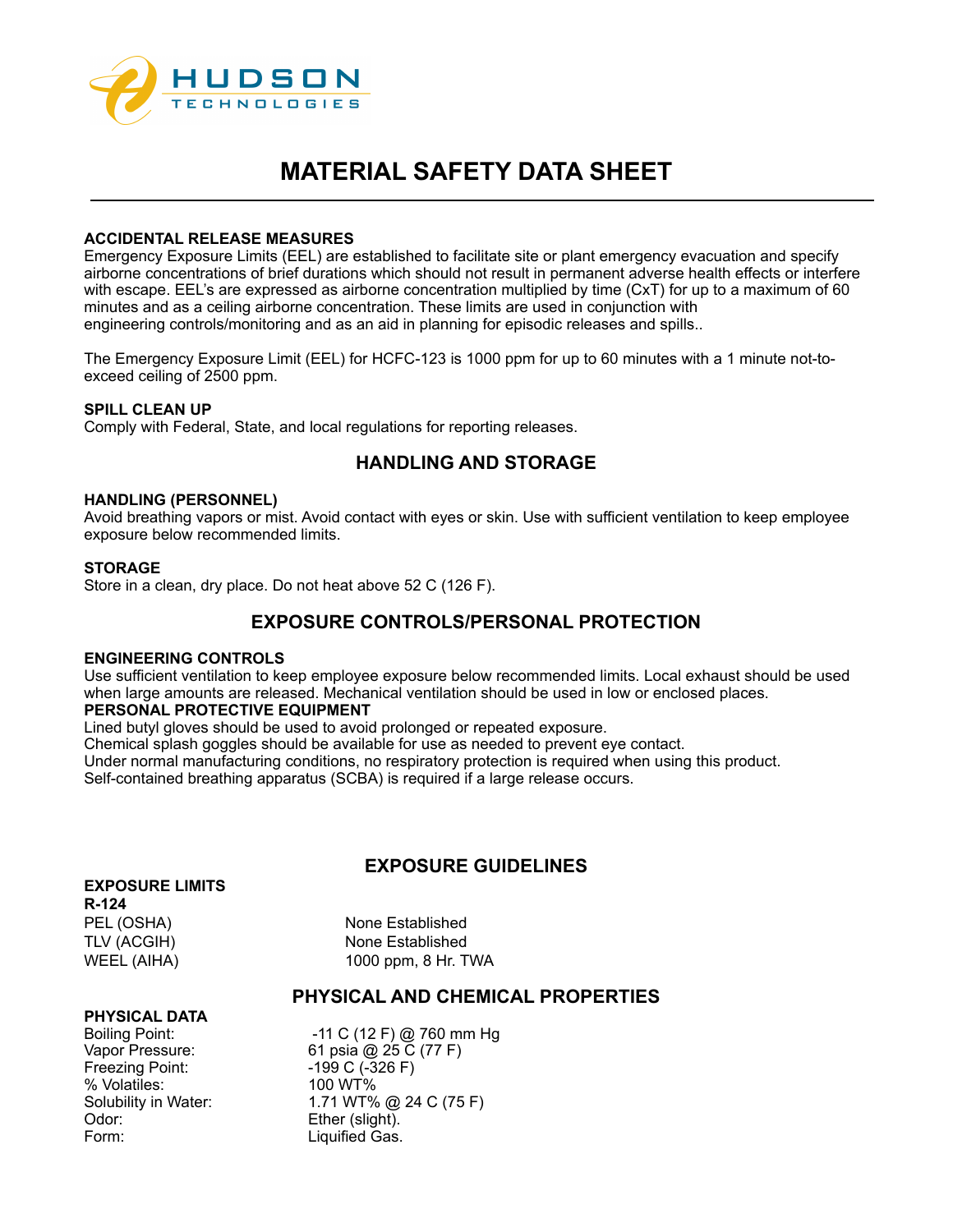# MATERIAL SAFETY DATA SHEET

**ACCIDENTAL RELEASE MEASURES**

Emergency Exposure Limits (EEL) are established to facilitate site or plant emergency evacuation and specify airborne concentrations of brief durations which should not result in permanent adverse health effects or interfere with escape. EEL's are expressed as airborne concentration multiplied by time (CxT) for up to a maximum of 60 minutes and as a ceiling airborne concentration. These limits are used in conjunction with engineering controls/monitoring and as an aid in planning for episodic releases and spills..

The Emergency Exposure Limit (EEL) for HCFC-123 is 1000 ppm for up to 60 minutes with a 1 minute not-to-exceed ceiling of 2500 ppm.

**SPILL CLEAN UP**

Comply with Federal, State, and local regulations for reporting releases.

## HANDLING AND STORAGE

**HANDLING (PERSONNEL)**

Avoid breathing vapors or mist. Avoid contact with eyes or skin. Use with sufficient ventilation to keep employee exposure below recommended limits.

**STORAGE**

Store in a clean, dry place. Do not heat above 52 C (126 F).

## EXPOSURE CONTROLS/PERSONAL PROTECTION

**ENGINEERING CONTROLS**

Use sufficient ventilation to keep employee exposure below recommended limits. Local exhaust should be used when large amounts are released. Mechanical ventilation should be used in low or enclosed places.

**PERSONAL PROTECTIVE EQUIPMENT**

Lined butyl gloves should be used to avoid prolonged or repeated exposure.
Chemical splash goggles should be available for use as needed to prevent eye contact.
Under normal manufacturing conditions, no respiratory protection is required when using this product.
Self-contained breathing apparatus (SCBA) is required if a large release occurs.

## EXPOSURE GUIDELINES

**EXPOSURE LIMITS**

**R-124**

| | |
|---|---|
| PEL (OSHA) | None Established |
| TLV (ACGIH) | None Established |
| WEEL (AIHA) | 1000 ppm, 8 Hr. TWA |

## PHYSICAL AND CHEMICAL PROPERTIES

**PHYSICAL DATA**

| | |
|---|---|
| Boiling Point: | -11 C (12 F) @ 760 mm Hg |
| Vapor Pressure: | 61 psia @ 25 C (77 F) |
| Freezing Point: | -199 C (-326 F) |
| % Volatiles: | 100 WT% |
| Solubility in Water: | 1.71 WT% @ 24 C (75 F) |
| Odor: | Ether (slight). |
| Form: | Liquified Gas. |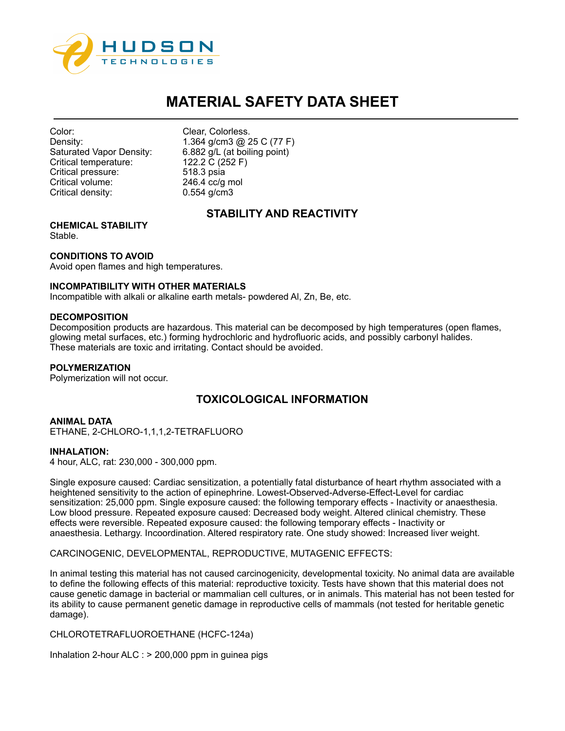# MATERIAL SAFETY DATA SHEET

| | |
|---|---|
| Color: | Clear, Colorless. |
| Density: | 1.364 g/cm3 @ 25 C (77 F) |
| Saturated Vapor Density: | 6.882 g/L (at boiling point) |
| Critical temperature: | 122.2 C (252 F) |
| Critical pressure: | 518.3 psia |
| Critical volume: | 246.4 cc/g mol |
| Critical density: | 0.554 g/cm3 |

## STABILITY AND REACTIVITY

**CHEMICAL STABILITY**
Stable.

**CONDITIONS TO AVOID**
Avoid open flames and high temperatures.

**INCOMPATIBILITY WITH OTHER MATERIALS**
Incompatible with alkali or alkaline earth metals- powdered Al, Zn, Be, etc.

**DECOMPOSITION**
Decomposition products are hazardous. This material can be decomposed by high temperatures (open flames, glowing metal surfaces, etc.) forming hydrochloric and hydrofluoric acids, and possibly carbonyl halides. These materials are toxic and irritating. Contact should be avoided.

**POLYMERIZATION**
Polymerization will not occur.

## TOXICOLOGICAL INFORMATION

**ANIMAL DATA**
ETHANE, 2-CHLORO-1,1,1,2-TETRAFLUORO

**INHALATION:**
4 hour, ALC, rat: 230,000 - 300,000 ppm.

Single exposure caused: Cardiac sensitization, a potentially fatal disturbance of heart rhythm associated with a heightened sensitivity to the action of epinephrine. Lowest-Observed-Adverse-Effect-Level for cardiac sensitization: 25,000 ppm. Single exposure caused: the following temporary effects - Inactivity or anaesthesia. Low blood pressure. Repeated exposure caused: Decreased body weight. Altered clinical chemistry. These effects were reversible. Repeated exposure caused: the following temporary effects - Inactivity or anaesthesia. Lethargy. Incoordination. Altered respiratory rate. One study showed: Increased liver weight.

CARCINOGENIC, DEVELOPMENTAL, REPRODUCTIVE, MUTAGENIC EFFECTS:

In animal testing this material has not caused carcinogenicity, developmental toxicity. No animal data are available to define the following effects of this material: reproductive toxicity. Tests have shown that this material does not cause genetic damage in bacterial or mammalian cell cultures, or in animals. This material has not been tested for its ability to cause permanent genetic damage in reproductive cells of mammals (not tested for heritable genetic damage).

CHLOROTETRAFLUOROETHANE (HCFC-124a)

Inhalation 2-hour ALC : > 200,000 ppm in guinea pigs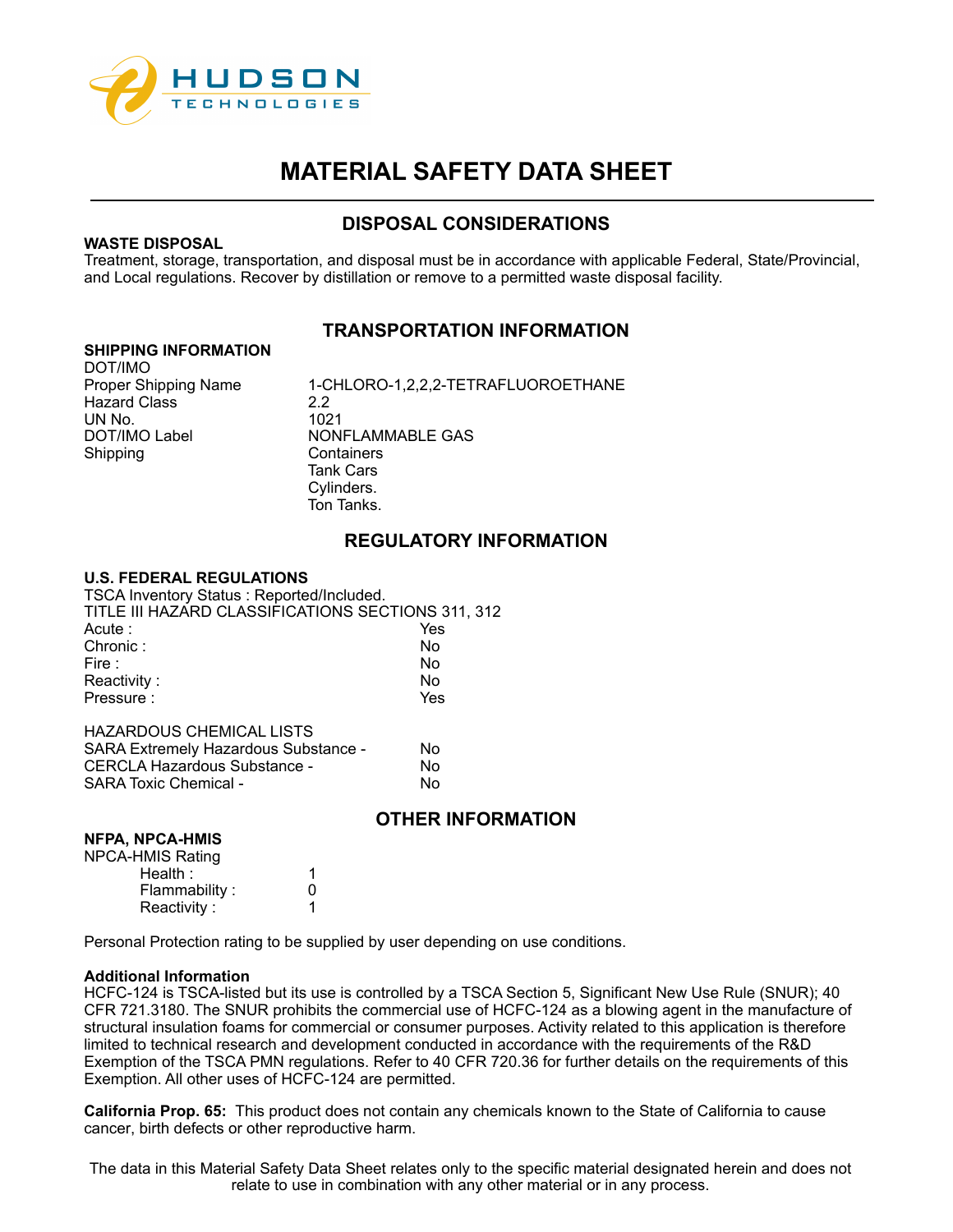# MATERIAL SAFETY DATA SHEET

## DISPOSAL CONSIDERATIONS

**WASTE DISPOSAL**

Treatment, storage, transportation, and disposal must be in accordance with applicable Federal, State/Provincial, and Local regulations. Recover by distillation or remove to a permitted waste disposal facility.

## TRANSPORTATION INFORMATION

**SHIPPING INFORMATION**

DOT/IMO

| | |
|---|---|
| Proper Shipping Name | 1-CHLORO-1,2,2,2-TETRAFLUOROETHANE |
| Hazard Class | 2.2 |
| UN No. | 1021 |
| DOT/IMO Label | NONFLAMMABLE GAS |
| Shipping | Containers<br>Tank Cars<br>Cylinders.<br>Ton Tanks. |

## REGULATORY INFORMATION

**U.S. FEDERAL REGULATIONS**

TSCA Inventory Status : Reported/Included.

TITLE III HAZARD CLASSIFICATIONS SECTIONS 311, 312

| | |
|---|---|
| Acute : | Yes |
| Chronic : | No |
| Fire : | No |
| Reactivity : | No |
| Pressure : | Yes |

HAZARDOUS CHEMICAL LISTS

| | |
|---|---|
| SARA Extremely Hazardous Substance - | No |
| CERCLA Hazardous Substance - | No |
| SARA Toxic Chemical - | No |

## OTHER INFORMATION

**NFPA, NPCA-HMIS**

NPCA-HMIS Rating

| | |
|---|---|
| Health : | 1 |
| Flammability : | 0 |
| Reactivity : | 1 |

Personal Protection rating to be supplied by user depending on use conditions.

**Additional Information**

HCFC-124 is TSCA-listed but its use is controlled by a TSCA Section 5, Significant New Use Rule (SNUR); 40 CFR 721.3180. The SNUR prohibits the commercial use of HCFC-124 as a blowing agent in the manufacture of structural insulation foams for commercial or consumer purposes. Activity related to this application is therefore limited to technical research and development conducted in accordance with the requirements of the R&D Exemption of the TSCA PMN regulations. Refer to 40 CFR 720.36 for further details on the requirements of this Exemption. All other uses of HCFC-124 are permitted.

**California Prop. 65:** This product does not contain any chemicals known to the State of California to cause cancer, birth defects or other reproductive harm.

The data in this Material Safety Data Sheet relates only to the specific material designated herein and does not relate to use in combination with any other material or in any process.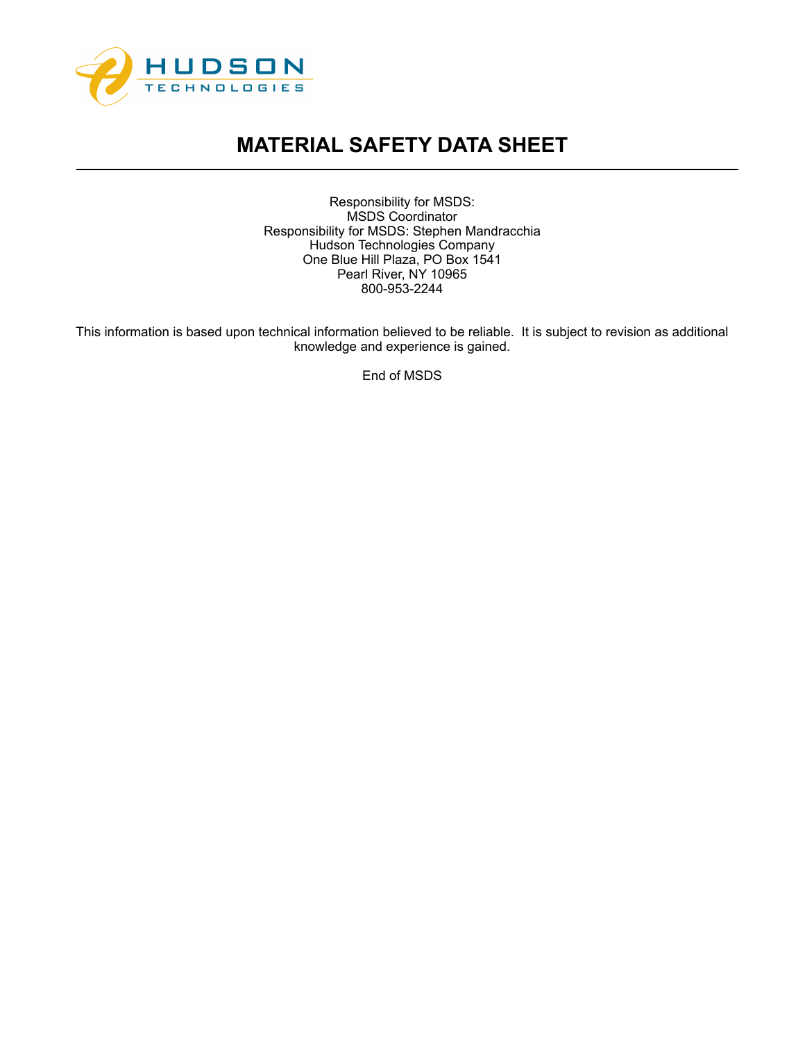# MATERIAL SAFETY DATA SHEET

Responsibility for MSDS:
MSDS Coordinator
Responsibility for MSDS: Stephen Mandracchia
Hudson Technologies Company
One Blue Hill Plaza, PO Box 1541
Pearl River, NY 10965
800-953-2244

This information is based upon technical information believed to be reliable. It is subject to revision as additional knowledge and experience is gained.

End of MSDS